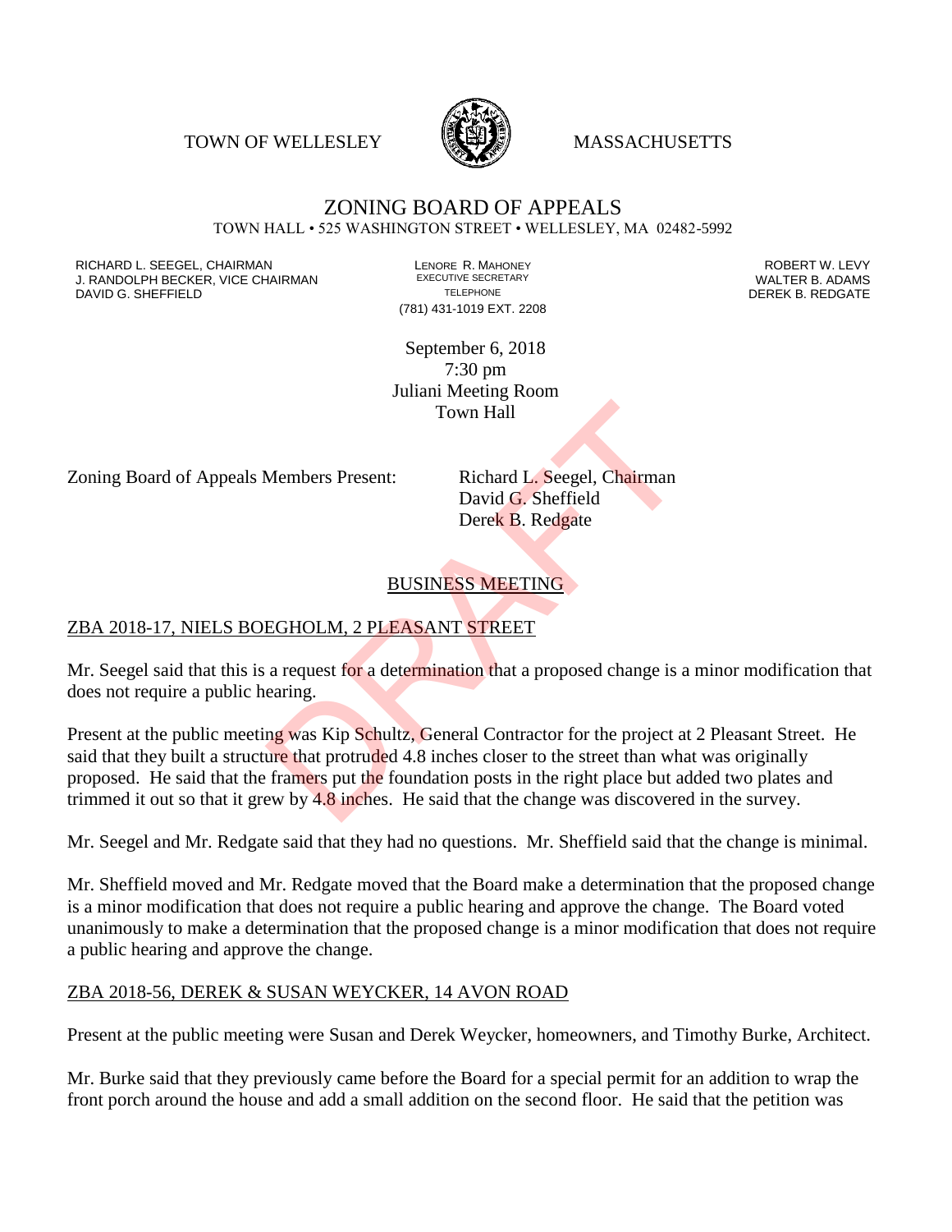TOWN OF WELLESLEY MASSACHUSETTS

# ZONING BOARD OF APPEALS

TOWN HALL • 525 WASHINGTON STREET • WELLESLEY, MA 02482-5992

RICHARD L. SEEGEL, CHAIRMAN
J. RANDOLPH BECKER, VICE CHAIRMAN
DAVID G. SHEFFIELD

LENORE R. MAHONEY
EXECUTIVE SECRETARY
TELEPHONE
(781) 431-1019 EXT. 2208

ROBERT W. LEVY
WALTER B. ADAMS
DEREK B. REDGATE

September 6, 2018
7:30 pm
Juliani Meeting Room
Town Hall

Zoning Board of Appeals Members Present: Richard L. Seegel, Chairman
David G. Sheffield
Derek B. Redgate

## BUSINESS MEETING

### ZBA 2018-17, NIELS BOEGHOLM, 2 PLEASANT STREET

Mr. Seegel said that this is a request for a determination that a proposed change is a minor modification that does not require a public hearing.

Present at the public meeting was Kip Schultz, General Contractor for the project at 2 Pleasant Street. He said that they built a structure that protruded 4.8 inches closer to the street than what was originally proposed. He said that the framers put the foundation posts in the right place but added two plates and trimmed it out so that it grew by 4.8 inches. He said that the change was discovered in the survey.

Mr. Seegel and Mr. Redgate said that they had no questions. Mr. Sheffield said that the change is minimal.

Mr. Sheffield moved and Mr. Redgate moved that the Board make a determination that the proposed change is a minor modification that does not require a public hearing and approve the change. The Board voted unanimously to make a determination that the proposed change is a minor modification that does not require a public hearing and approve the change.

### ZBA 2018-56, DEREK & SUSAN WEYCKER, 14 AVON ROAD

Present at the public meeting were Susan and Derek Weycker, homeowners, and Timothy Burke, Architect.

Mr. Burke said that they previously came before the Board for a special permit for an addition to wrap the front porch around the house and add a small addition on the second floor. He said that the petition was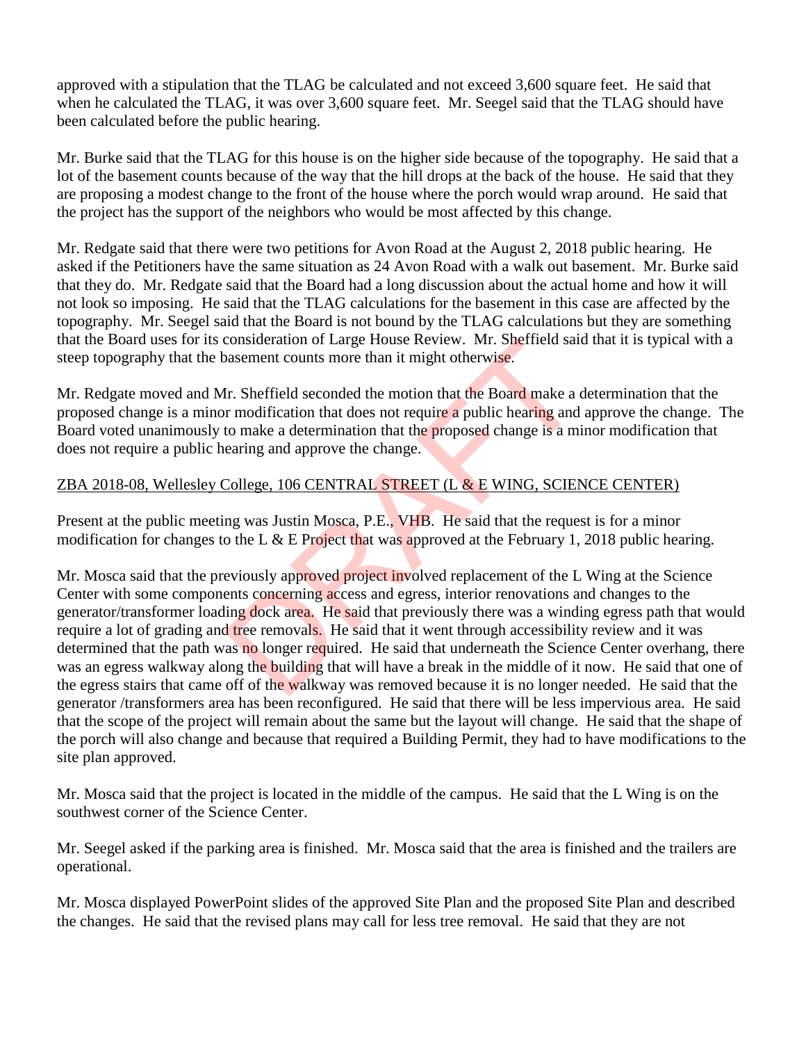approved with a stipulation that the TLAG be calculated and not exceed 3,600 square feet. He said that when he calculated the TLAG, it was over 3,600 square feet. Mr. Seegel said that the TLAG should have been calculated before the public hearing.

Mr. Burke said that the TLAG for this house is on the higher side because of the topography. He said that a lot of the basement counts because of the way that the hill drops at the back of the house. He said that they are proposing a modest change to the front of the house where the porch would wrap around. He said that the project has the support of the neighbors who would be most affected by this change.

Mr. Redgate said that there were two petitions for Avon Road at the August 2, 2018 public hearing. He asked if the Petitioners have the same situation as 24 Avon Road with a walk out basement. Mr. Burke said that they do. Mr. Redgate said that the Board had a long discussion about the actual home and how it will not look so imposing. He said that the TLAG calculations for the basement in this case are affected by the topography. Mr. Seegel said that the Board is not bound by the TLAG calculations but they are something that the Board uses for its consideration of Large House Review. Mr. Sheffield said that it is typical with a steep topography that the basement counts more than it might otherwise.

Mr. Redgate moved and Mr. Sheffield seconded the motion that the Board make a determination that the proposed change is a minor modification that does not require a public hearing and approve the change. The Board voted unanimously to make a determination that the proposed change is a minor modification that does not require a public hearing and approve the change.

ZBA 2018-08, Wellesley College, 106 CENTRAL STREET (L & E WING, SCIENCE CENTER)

Present at the public meeting was Justin Mosca, P.E., VHB. He said that the request is for a minor modification for changes to the L & E Project that was approved at the February 1, 2018 public hearing.

Mr. Mosca said that the previously approved project involved replacement of the L Wing at the Science Center with some components concerning access and egress, interior renovations and changes to the generator/transformer loading dock area. He said that previously there was a winding egress path that would require a lot of grading and tree removals. He said that it went through accessibility review and it was determined that the path was no longer required. He said that underneath the Science Center overhang, there was an egress walkway along the building that will have a break in the middle of it now. He said that one of the egress stairs that came off of the walkway was removed because it is no longer needed. He said that the generator /transformers area has been reconfigured. He said that there will be less impervious area. He said that the scope of the project will remain about the same but the layout will change. He said that the shape of the porch will also change and because that required a Building Permit, they had to have modifications to the site plan approved.

Mr. Mosca said that the project is located in the middle of the campus. He said that the L Wing is on the southwest corner of the Science Center.

Mr. Seegel asked if the parking area is finished. Mr. Mosca said that the area is finished and the trailers are operational.

Mr. Mosca displayed PowerPoint slides of the approved Site Plan and the proposed Site Plan and described the changes. He said that the revised plans may call for less tree removal. He said that they are not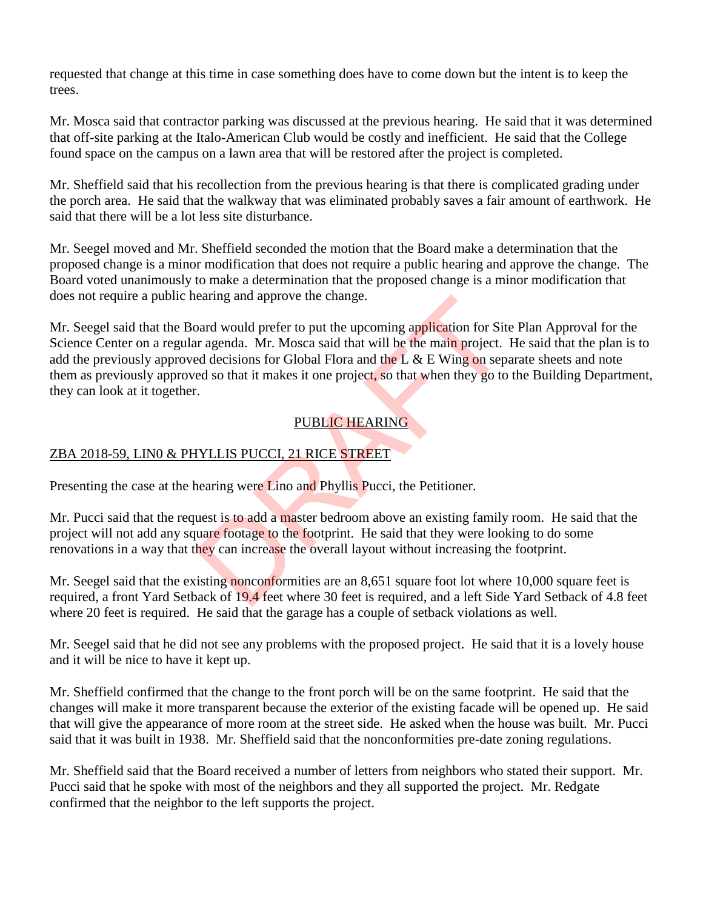requested that change at this time in case something does have to come down but the intent is to keep the trees.

Mr. Mosca said that contractor parking was discussed at the previous hearing. He said that it was determined that off-site parking at the Italo-American Club would be costly and inefficient. He said that the College found space on the campus on a lawn area that will be restored after the project is completed.

Mr. Sheffield said that his recollection from the previous hearing is that there is complicated grading under the porch area. He said that the walkway that was eliminated probably saves a fair amount of earthwork. He said that there will be a lot less site disturbance.

Mr. Seegel moved and Mr. Sheffield seconded the motion that the Board make a determination that the proposed change is a minor modification that does not require a public hearing and approve the change. The Board voted unanimously to make a determination that the proposed change is a minor modification that does not require a public hearing and approve the change.

Mr. Seegel said that the Board would prefer to put the upcoming application for Site Plan Approval for the Science Center on a regular agenda. Mr. Mosca said that will be the main project. He said that the plan is to add the previously approved decisions for Global Flora and the L & E Wing on separate sheets and note them as previously approved so that it makes it one project, so that when they go to the Building Department, they can look at it together.

## PUBLIC HEARING

ZBA 2018-59, LIN0 & PHYLLIS PUCCI, 21 RICE STREET

Presenting the case at the hearing were Lino and Phyllis Pucci, the Petitioner.

Mr. Pucci said that the request is to add a master bedroom above an existing family room. He said that the project will not add any square footage to the footprint. He said that they were looking to do some renovations in a way that they can increase the overall layout without increasing the footprint.

Mr. Seegel said that the existing nonconformities are an 8,651 square foot lot where 10,000 square feet is required, a front Yard Setback of 19.4 feet where 30 feet is required, and a left Side Yard Setback of 4.8 feet where 20 feet is required. He said that the garage has a couple of setback violations as well.

Mr. Seegel said that he did not see any problems with the proposed project. He said that it is a lovely house and it will be nice to have it kept up.

Mr. Sheffield confirmed that the change to the front porch will be on the same footprint. He said that the changes will make it more transparent because the exterior of the existing facade will be opened up. He said that will give the appearance of more room at the street side. He asked when the house was built. Mr. Pucci said that it was built in 1938. Mr. Sheffield said that the nonconformities pre-date zoning regulations.

Mr. Sheffield said that the Board received a number of letters from neighbors who stated their support. Mr. Pucci said that he spoke with most of the neighbors and they all supported the project. Mr. Redgate confirmed that the neighbor to the left supports the project.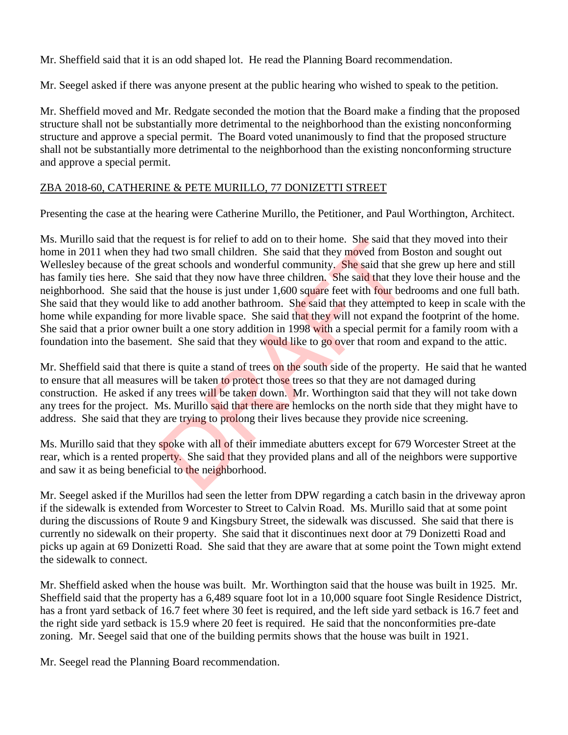Mr. Sheffield said that it is an odd shaped lot. He read the Planning Board recommendation.

Mr. Seegel asked if there was anyone present at the public hearing who wished to speak to the petition.

Mr. Sheffield moved and Mr. Redgate seconded the motion that the Board make a finding that the proposed structure shall not be substantially more detrimental to the neighborhood than the existing nonconforming structure and approve a special permit. The Board voted unanimously to find that the proposed structure shall not be substantially more detrimental to the neighborhood than the existing nonconforming structure and approve a special permit.

ZBA 2018-60, CATHERINE & PETE MURILLO, 77 DONIZETTI STREET

Presenting the case at the hearing were Catherine Murillo, the Petitioner, and Paul Worthington, Architect.

Ms. Murillo said that the request is for relief to add on to their home. She said that they moved into their home in 2011 when they had two small children. She said that they moved from Boston and sought out Wellesley because of the great schools and wonderful community. She said that she grew up here and still has family ties here. She said that they now have three children. She said that they love their house and the neighborhood. She said that the house is just under 1,600 square feet with four bedrooms and one full bath. She said that they would like to add another bathroom. She said that they attempted to keep in scale with the home while expanding for more livable space. She said that they will not expand the footprint of the home. She said that a prior owner built a one story addition in 1998 with a special permit for a family room with a foundation into the basement. She said that they would like to go over that room and expand to the attic.

Mr. Sheffield said that there is quite a stand of trees on the south side of the property. He said that he wanted to ensure that all measures will be taken to protect those trees so that they are not damaged during construction. He asked if any trees will be taken down. Mr. Worthington said that they will not take down any trees for the project. Ms. Murillo said that there are hemlocks on the north side that they might have to address. She said that they are trying to prolong their lives because they provide nice screening.

Ms. Murillo said that they spoke with all of their immediate abutters except for 679 Worcester Street at the rear, which is a rented property. She said that they provided plans and all of the neighbors were supportive and saw it as being beneficial to the neighborhood.

Mr. Seegel asked if the Murillos had seen the letter from DPW regarding a catch basin in the driveway apron if the sidewalk is extended from Worcester to Street to Calvin Road. Ms. Murillo said that at some point during the discussions of Route 9 and Kingsbury Street, the sidewalk was discussed. She said that there is currently no sidewalk on their property. She said that it discontinues next door at 79 Donizetti Road and picks up again at 69 Donizetti Road. She said that they are aware that at some point the Town might extend the sidewalk to connect.

Mr. Sheffield asked when the house was built. Mr. Worthington said that the house was built in 1925. Mr. Sheffield said that the property has a 6,489 square foot lot in a 10,000 square foot Single Residence District, has a front yard setback of 16.7 feet where 30 feet is required, and the left side yard setback is 16.7 feet and the right side yard setback is 15.9 where 20 feet is required. He said that the nonconformities pre-date zoning. Mr. Seegel said that one of the building permits shows that the house was built in 1921.

Mr. Seegel read the Planning Board recommendation.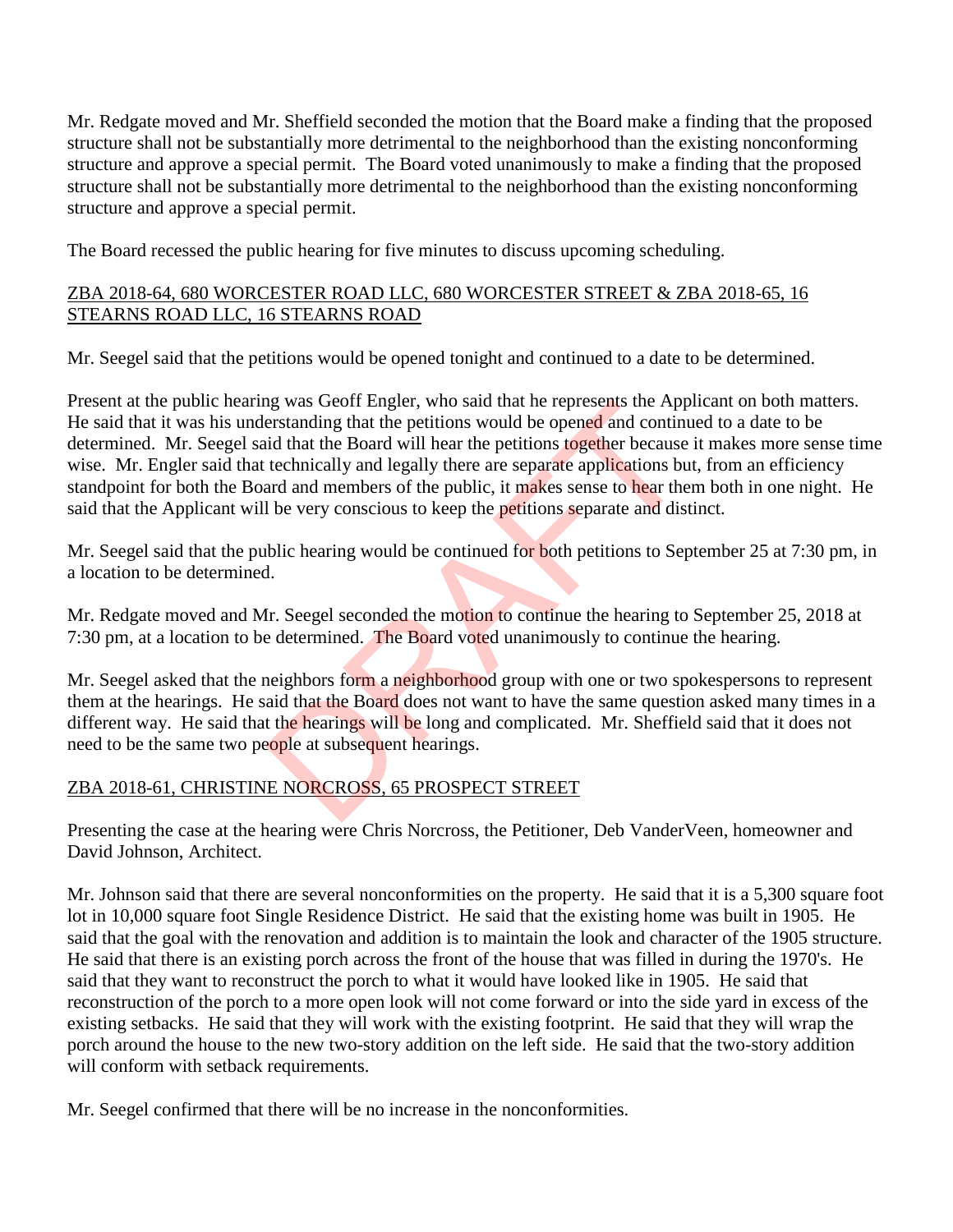Mr. Redgate moved and Mr. Sheffield seconded the motion that the Board make a finding that the proposed structure shall not be substantially more detrimental to the neighborhood than the existing nonconforming structure and approve a special permit. The Board voted unanimously to make a finding that the proposed structure shall not be substantially more detrimental to the neighborhood than the existing nonconforming structure and approve a special permit.

The Board recessed the public hearing for five minutes to discuss upcoming scheduling.

ZBA 2018-64, 680 WORCESTER ROAD LLC, 680 WORCESTER STREET & ZBA 2018-65, 16 STEARNS ROAD LLC, 16 STEARNS ROAD

Mr. Seegel said that the petitions would be opened tonight and continued to a date to be determined.

Present at the public hearing was Geoff Engler, who said that he represents the Applicant on both matters. He said that it was his understanding that the petitions would be opened and continued to a date to be determined. Mr. Seegel said that the Board will hear the petitions together because it makes more sense time wise. Mr. Engler said that technically and legally there are separate applications but, from an efficiency standpoint for both the Board and members of the public, it makes sense to hear them both in one night. He said that the Applicant will be very conscious to keep the petitions separate and distinct.

Mr. Seegel said that the public hearing would be continued for both petitions to September 25 at 7:30 pm, in a location to be determined.

Mr. Redgate moved and Mr. Seegel seconded the motion to continue the hearing to September 25, 2018 at 7:30 pm, at a location to be determined. The Board voted unanimously to continue the hearing.

Mr. Seegel asked that the neighbors form a neighborhood group with one or two spokespersons to represent them at the hearings. He said that the Board does not want to have the same question asked many times in a different way. He said that the hearings will be long and complicated. Mr. Sheffield said that it does not need to be the same two people at subsequent hearings.

ZBA 2018-61, CHRISTINE NORCROSS, 65 PROSPECT STREET

Presenting the case at the hearing were Chris Norcross, the Petitioner, Deb VanderVeen, homeowner and David Johnson, Architect.

Mr. Johnson said that there are several nonconformities on the property. He said that it is a 5,300 square foot lot in 10,000 square foot Single Residence District. He said that the existing home was built in 1905. He said that the goal with the renovation and addition is to maintain the look and character of the 1905 structure. He said that there is an existing porch across the front of the house that was filled in during the 1970's. He said that they want to reconstruct the porch to what it would have looked like in 1905. He said that reconstruction of the porch to a more open look will not come forward or into the side yard in excess of the existing setbacks. He said that they will work with the existing footprint. He said that they will wrap the porch around the house to the new two-story addition on the left side. He said that the two-story addition will conform with setback requirements.

Mr. Seegel confirmed that there will be no increase in the nonconformities.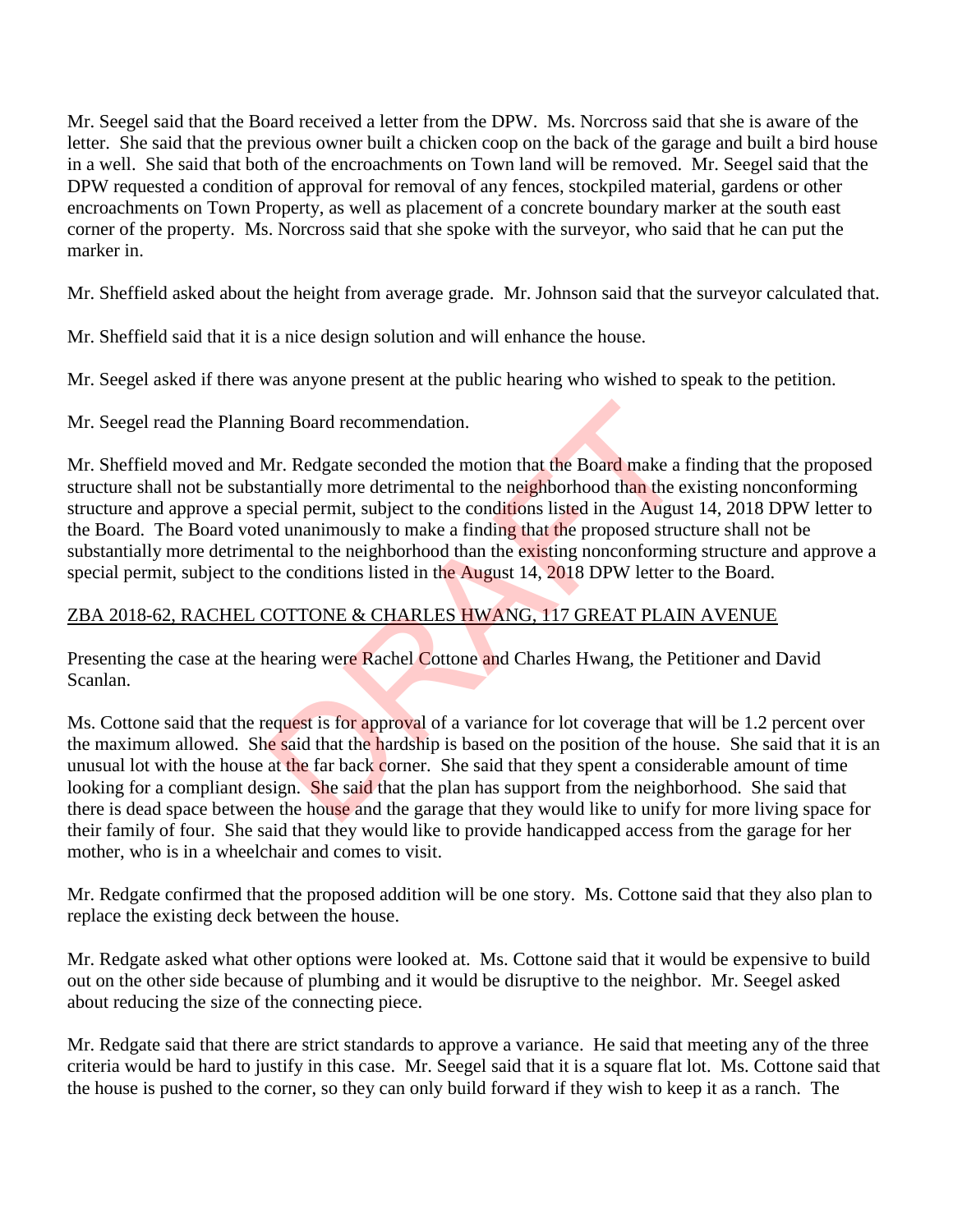Mr. Seegel said that the Board received a letter from the DPW. Ms. Norcross said that she is aware of the letter. She said that the previous owner built a chicken coop on the back of the garage and built a bird house in a well. She said that both of the encroachments on Town land will be removed. Mr. Seegel said that the DPW requested a condition of approval for removal of any fences, stockpiled material, gardens or other encroachments on Town Property, as well as placement of a concrete boundary marker at the south east corner of the property. Ms. Norcross said that she spoke with the surveyor, who said that he can put the marker in.

Mr. Sheffield asked about the height from average grade. Mr. Johnson said that the surveyor calculated that.

Mr. Sheffield said that it is a nice design solution and will enhance the house.

Mr. Seegel asked if there was anyone present at the public hearing who wished to speak to the petition.

Mr. Seegel read the Planning Board recommendation.

Mr. Sheffield moved and Mr. Redgate seconded the motion that the Board make a finding that the proposed structure shall not be substantially more detrimental to the neighborhood than the existing nonconforming structure and approve a special permit, subject to the conditions listed in the August 14, 2018 DPW letter to the Board. The Board voted unanimously to make a finding that the proposed structure shall not be substantially more detrimental to the neighborhood than the existing nonconforming structure and approve a special permit, subject to the conditions listed in the August 14, 2018 DPW letter to the Board.

ZBA 2018-62, RACHEL COTTONE & CHARLES HWANG, 117 GREAT PLAIN AVENUE

Presenting the case at the hearing were Rachel Cottone and Charles Hwang, the Petitioner and David Scanlan.

Ms. Cottone said that the request is for approval of a variance for lot coverage that will be 1.2 percent over the maximum allowed. She said that the hardship is based on the position of the house. She said that it is an unusual lot with the house at the far back corner. She said that they spent a considerable amount of time looking for a compliant design. She said that the plan has support from the neighborhood. She said that there is dead space between the house and the garage that they would like to unify for more living space for their family of four. She said that they would like to provide handicapped access from the garage for her mother, who is in a wheelchair and comes to visit.

Mr. Redgate confirmed that the proposed addition will be one story. Ms. Cottone said that they also plan to replace the existing deck between the house.

Mr. Redgate asked what other options were looked at. Ms. Cottone said that it would be expensive to build out on the other side because of plumbing and it would be disruptive to the neighbor. Mr. Seegel asked about reducing the size of the connecting piece.

Mr. Redgate said that there are strict standards to approve a variance. He said that meeting any of the three criteria would be hard to justify in this case. Mr. Seegel said that it is a square flat lot. Ms. Cottone said that the house is pushed to the corner, so they can only build forward if they wish to keep it as a ranch. The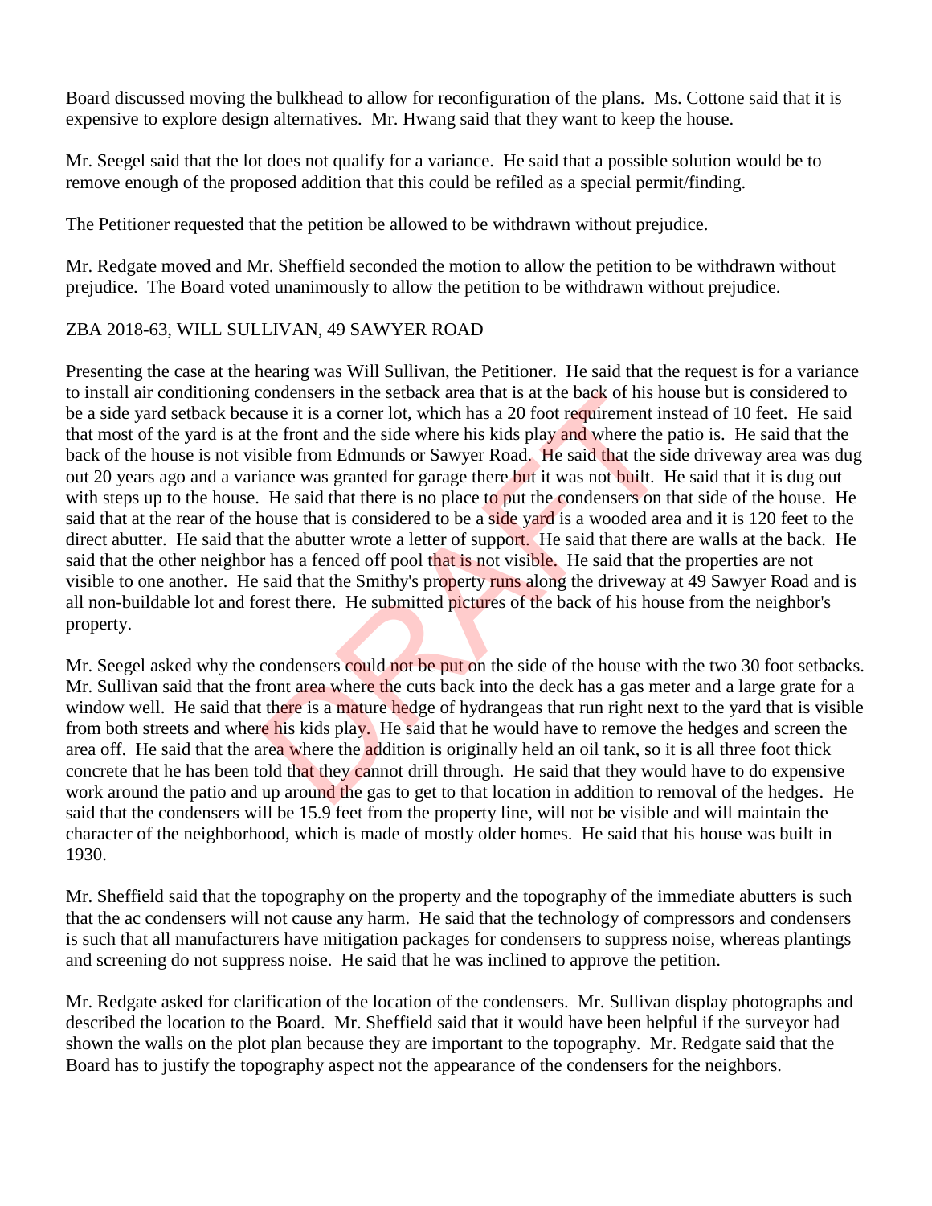Board discussed moving the bulkhead to allow for reconfiguration of the plans. Ms. Cottone said that it is expensive to explore design alternatives. Mr. Hwang said that they want to keep the house.

Mr. Seegel said that the lot does not qualify for a variance. He said that a possible solution would be to remove enough of the proposed addition that this could be refiled as a special permit/finding.

The Petitioner requested that the petition be allowed to be withdrawn without prejudice.

Mr. Redgate moved and Mr. Sheffield seconded the motion to allow the petition to be withdrawn without prejudice. The Board voted unanimously to allow the petition to be withdrawn without prejudice.

ZBA 2018-63, WILL SULLIVAN, 49 SAWYER ROAD

Presenting the case at the hearing was Will Sullivan, the Petitioner. He said that the request is for a variance to install air conditioning condensers in the setback area that is at the back of his house but is considered to be a side yard setback because it is a corner lot, which has a 20 foot requirement instead of 10 feet. He said that most of the yard is at the front and the side where his kids play and where the patio is. He said that the back of the house is not visible from Edmunds or Sawyer Road. He said that the side driveway area was dug out 20 years ago and a variance was granted for garage there but it was not built. He said that it is dug out with steps up to the house. He said that there is no place to put the condensers on that side of the house. He said that at the rear of the house that is considered to be a side yard is a wooded area and it is 120 feet to the direct abutter. He said that the abutter wrote a letter of support. He said that there are walls at the back. He said that the other neighbor has a fenced off pool that is not visible. He said that the properties are not visible to one another. He said that the Smithy's property runs along the driveway at 49 Sawyer Road and is all non-buildable lot and forest there. He submitted pictures of the back of his house from the neighbor's property.

Mr. Seegel asked why the condensers could not be put on the side of the house with the two 30 foot setbacks. Mr. Sullivan said that the front area where the cuts back into the deck has a gas meter and a large grate for a window well. He said that there is a mature hedge of hydrangeas that run right next to the yard that is visible from both streets and where his kids play. He said that he would have to remove the hedges and screen the area off. He said that the area where the addition is originally held an oil tank, so it is all three foot thick concrete that he has been told that they cannot drill through. He said that they would have to do expensive work around the patio and up around the gas to get to that location in addition to removal of the hedges. He said that the condensers will be 15.9 feet from the property line, will not be visible and will maintain the character of the neighborhood, which is made of mostly older homes. He said that his house was built in 1930.

Mr. Sheffield said that the topography on the property and the topography of the immediate abutters is such that the ac condensers will not cause any harm. He said that the technology of compressors and condensers is such that all manufacturers have mitigation packages for condensers to suppress noise, whereas plantings and screening do not suppress noise. He said that he was inclined to approve the petition.

Mr. Redgate asked for clarification of the location of the condensers. Mr. Sullivan display photographs and described the location to the Board. Mr. Sheffield said that it would have been helpful if the surveyor had shown the walls on the plot plan because they are important to the topography. Mr. Redgate said that the Board has to justify the topography aspect not the appearance of the condensers for the neighbors.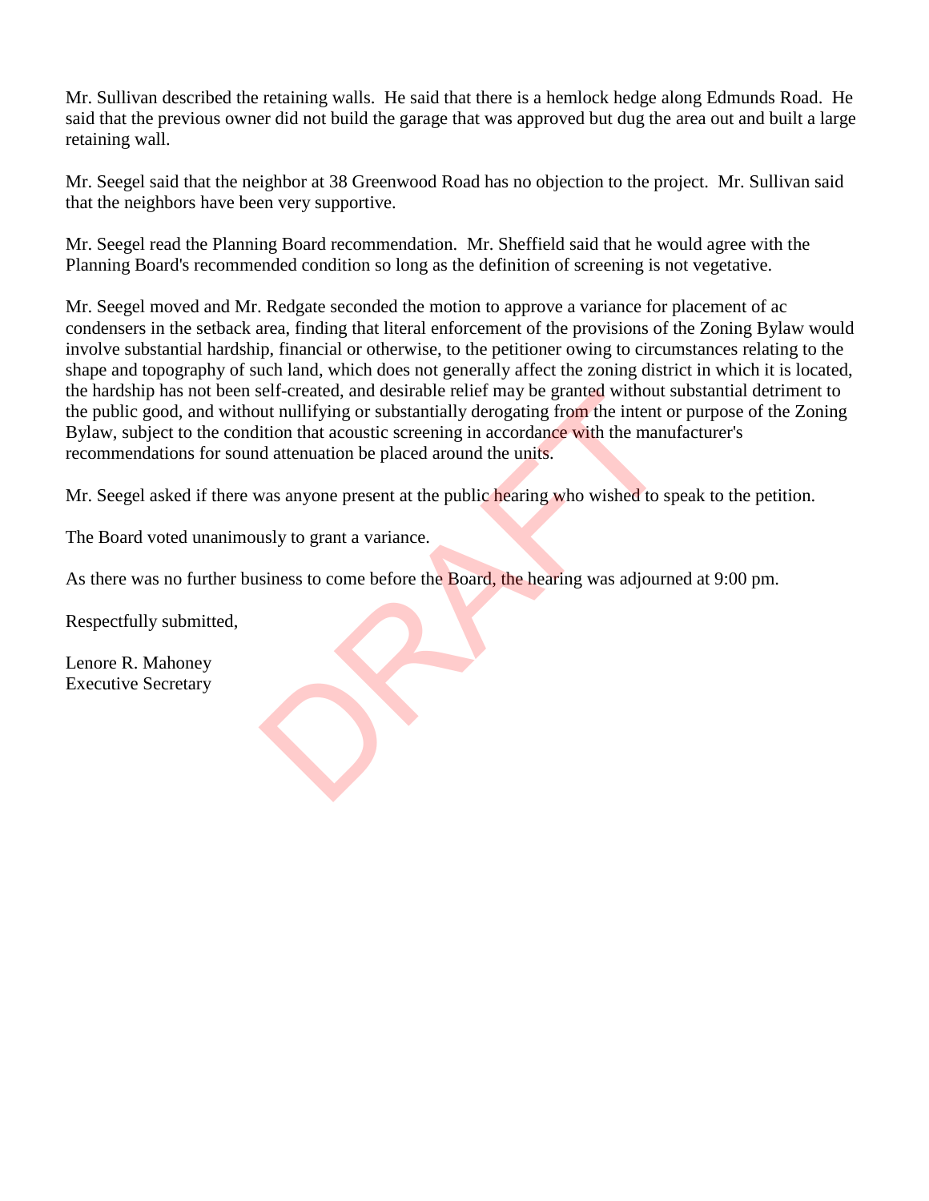Mr. Sullivan described the retaining walls. He said that there is a hemlock hedge along Edmunds Road. He said that the previous owner did not build the garage that was approved but dug the area out and built a large retaining wall.

Mr. Seegel said that the neighbor at 38 Greenwood Road has no objection to the project. Mr. Sullivan said that the neighbors have been very supportive.

Mr. Seegel read the Planning Board recommendation. Mr. Sheffield said that he would agree with the Planning Board's recommended condition so long as the definition of screening is not vegetative.

Mr. Seegel moved and Mr. Redgate seconded the motion to approve a variance for placement of ac condensers in the setback area, finding that literal enforcement of the provisions of the Zoning Bylaw would involve substantial hardship, financial or otherwise, to the petitioner owing to circumstances relating to the shape and topography of such land, which does not generally affect the zoning district in which it is located, the hardship has not been self-created, and desirable relief may be granted without substantial detriment to the public good, and without nullifying or substantially derogating from the intent or purpose of the Zoning Bylaw, subject to the condition that acoustic screening in accordance with the manufacturer's recommendations for sound attenuation be placed around the units.

Mr. Seegel asked if there was anyone present at the public hearing who wished to speak to the petition.

The Board voted unanimously to grant a variance.

As there was no further business to come before the Board, the hearing was adjourned at 9:00 pm.

Respectfully submitted,

Lenore R. Mahoney
Executive Secretary

DRAFT